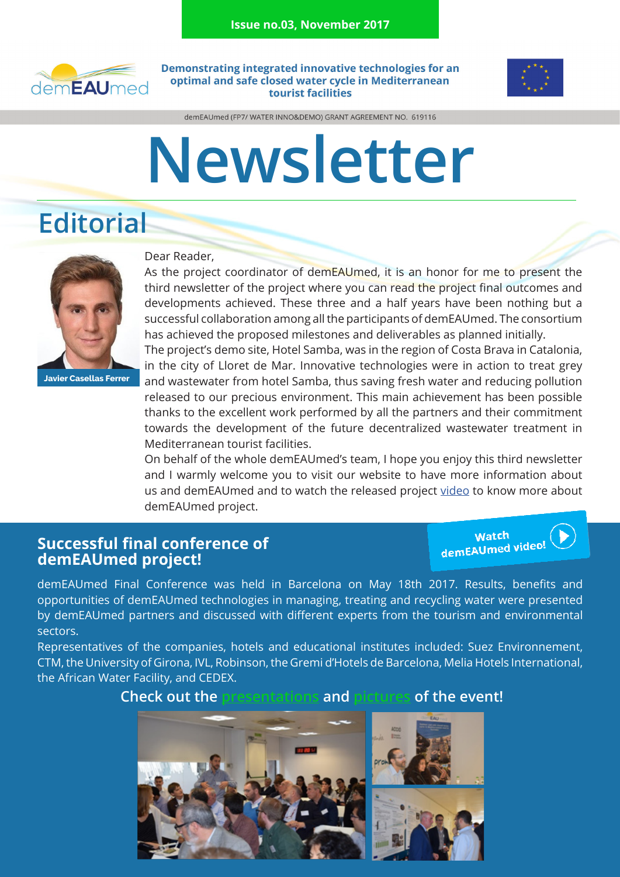Issue no.03, November 2017

**Demonstrating integrated innovative technologies for an optimal and safe closed water cycle in Mediterranean tourist facilities**

demEAUmed (FP7/ WATER INNO&DEMO) GRANT AGREEMENT NO. 619116

# Newsletter

## Editorial

Javier Casellas Ferrer

Dear Reader,

As the project coordinator of demEAUmed, it is an honor for me to present the third newsletter of the project where you can read the project final outcomes and developments achieved. These three and a half years have been nothing but a successful collaboration among all the participants of demEAUmed. The consortium has achieved the proposed milestones and deliverables as planned initially.

The project's demo site, Hotel Samba, was in the region of Costa Brava in Catalonia, in the city of Lloret de Mar. Innovative technologies were in action to treat grey and wastewater from hotel Samba, thus saving fresh water and reducing pollution released to our precious environment. This main achievement has been possible thanks to the excellent work performed by all the partners and their commitment towards the development of the future decentralized wastewater treatment in Mediterranean tourist facilities.

On behalf of the whole demEAUmed's team, I hope you enjoy this third newsletter and I warmly welcome you to visit our website to have more information about us and demEAUmed and to watch the released project video to know more about demEAUmed project.

## Successful final conference of demEAUmed project!

Watch demEAUmed video!

demEAUmed Final Conference was held in Barcelona on May 18th 2017. Results, benefits and opportunities of demEAUmed technologies in managing, treating and recycling water were presented by demEAUmed partners and discussed with different experts from the tourism and environmental sectors.

Representatives of the companies, hotels and educational institutes included: Suez Environnement, CTM, the University of Girona, IVL, Robinson, the Gremi d'Hotels de Barcelona, Melia Hotels International, the African Water Facility, and CEDEX.

**Check out the presentations and pictures of the event!**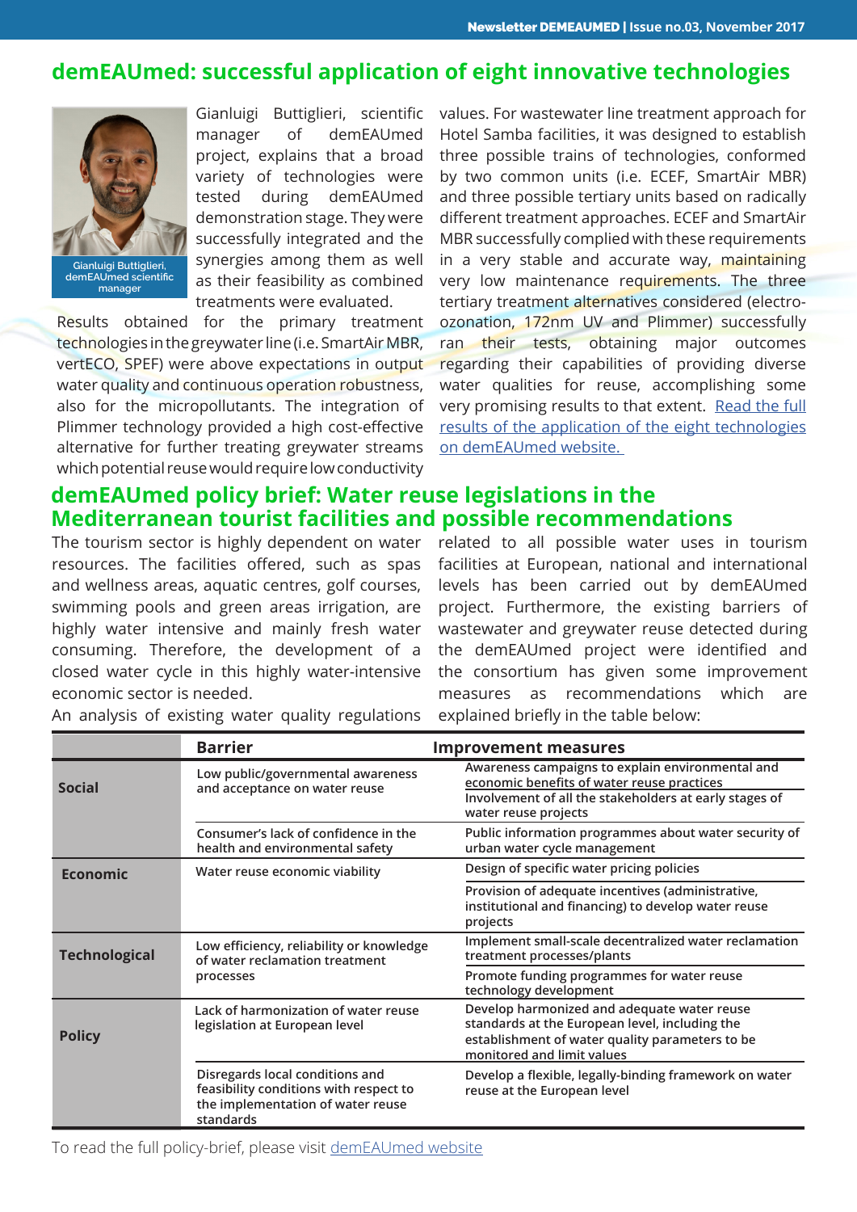# demEAUmed: successful application of eight innovative technologies

Gianluigi Buttiglieri, demEAUmed scientific manager

Gianluigi Buttiglieri, scientific manager of demEAUmed project, explains that a broad variety of technologies were tested during demEAUmed demonstration stage. They were successfully integrated and the synergies among them as well as their feasibility as combined treatments were evaluated.

Results obtained for the primary treatment technologies in the greywater line (i.e. SmartAir MBR, vertECO, SPEF) were above expectations in output water quality and continuous operation robustness, also for the micropollutants. The integration of Plimmer technology provided a high cost-effective alternative for further treating greywater streams which potential reuse would require low conductivity values. For wastewater line treatment approach for Hotel Samba facilities, it was designed to establish three possible trains of technologies, conformed by two common units (i.e. ECEF, SmartAir MBR) and three possible tertiary units based on radically different treatment approaches. ECEF and SmartAir MBR successfully complied with these requirements in a very stable and accurate way, maintaining very low maintenance requirements. The three tertiary treatment alternatives considered (electro-ozonation, 172nm UV and Plimmer) successfully ran their tests, obtaining major outcomes regarding their capabilities of providing diverse water qualities for reuse, accomplishing some very promising results to that extent. [Read the full results of the application of the eight technologies on demEAUmed website.]()

# demEAUmed policy brief: Water reuse legislations in the Mediterranean tourist facilities and possible recommendations

The tourism sector is highly dependent on water resources. The facilities offered, such as spas and wellness areas, aquatic centres, golf courses, swimming pools and green areas irrigation, are highly water intensive and mainly fresh water consuming. Therefore, the development of a closed water cycle in this highly water-intensive economic sector is needed.

An analysis of existing water quality regulations related to all possible water uses in tourism facilities at European, national and international levels has been carried out by demEAUmed project. Furthermore, the existing barriers of wastewater and greywater reuse detected during the demEAUmed project were identified and the consortium has given some improvement measures as recommendations which are explained briefly in the table below:

| | Barrier | Improvement measures |
|---|---|---|
| **Social** | Low public/governmental awareness and acceptance on water reuse | Awareness campaigns to explain environmental and economic benefits of water reuse practices |
| | | Involvement of all the stakeholders at early stages of water reuse projects |
| | Consumer's lack of confidence in the health and environmental safety | Public information programmes about water security of urban water cycle management |
| **Economic** | Water reuse economic viability | Design of specific water pricing policies |
| | | Provision of adequate incentives (administrative, institutional and financing) to develop water reuse projects |
| **Technological** | Low efficiency, reliability or knowledge of water reclamation treatment processes | Implement small-scale decentralized water reclamation treatment processes/plants |
| | | Promote funding programmes for water reuse technology development |
| **Policy** | Lack of harmonization of water reuse legislation at European level | Develop harmonized and adequate water reuse standards at the European level, including the establishment of water quality parameters to be monitored and limit values |
| | Disregards local conditions and feasibility conditions with respect to the implementation of water reuse standards | Develop a flexible, legally-binding framework on water reuse at the European level |

To read the full policy-brief, please visit [demEAUmed website]()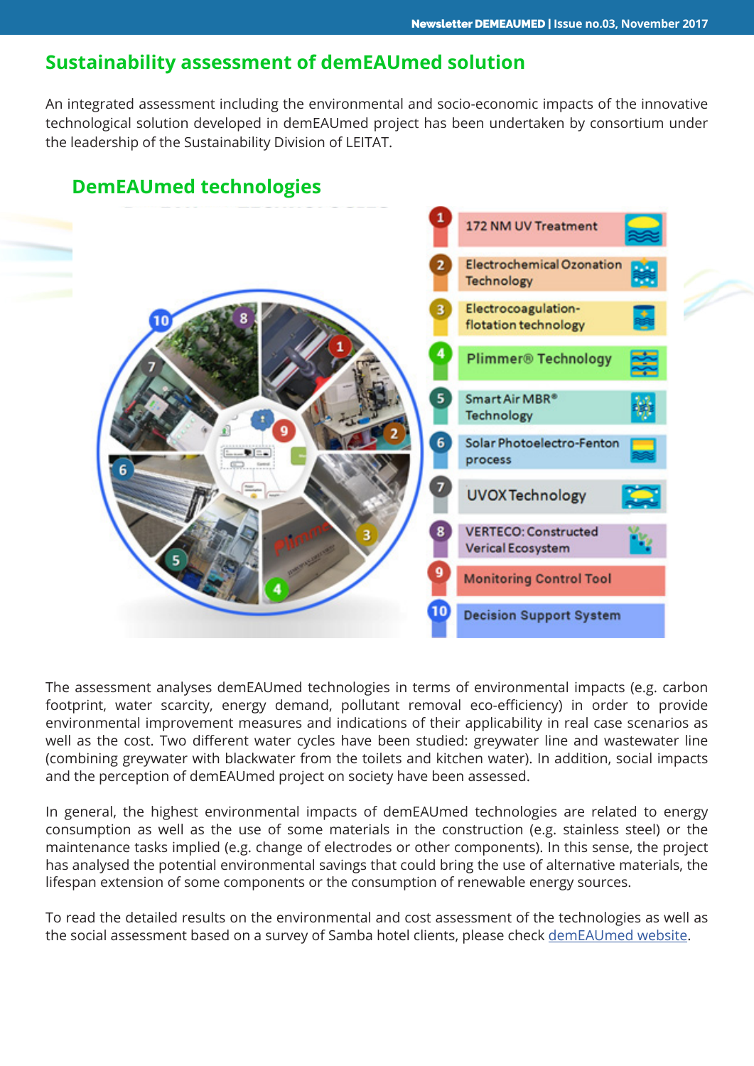## Sustainability assessment of demEAUmed solution

An integrated assessment including the environmental and socio-economic impacts of the innovative technological solution developed in demEAUmed project has been undertaken by consortium under the leadership of the Sustainability Division of LEITAT.

### DemEAUmed technologies

1. 172 NM UV Treatment
2. Electrochemical Ozonation Technology
3. Electrocoagulation-flotation technology
4. Plimmer® Technology
5. Smart Air MBR® Technology
6. Solar Photoelectro-Fenton process
7. UVOX Technology
8. VERTECO: Constructed Verical Ecosystem
9. Monitoring Control Tool
10. Decision Support System

The assessment analyses demEAUmed technologies in terms of environmental impacts (e.g. carbon footprint, water scarcity, energy demand, pollutant removal eco-efficiency) in order to provide environmental improvement measures and indications of their applicability in real case scenarios as well as the cost. Two different water cycles have been studied: greywater line and wastewater line (combining greywater with blackwater from the toilets and kitchen water). In addition, social impacts and the perception of demEAUmed project on society have been assessed.

In general, the highest environmental impacts of demEAUmed technologies are related to energy consumption as well as the use of some materials in the construction (e.g. stainless steel) or the maintenance tasks implied (e.g. change of electrodes or other components). In this sense, the project has analysed the potential environmental savings that could bring the use of alternative materials, the lifespan extension of some components or the consumption of renewable energy sources.

To read the detailed results on the environmental and cost assessment of the technologies as well as the social assessment based on a survey of Samba hotel clients, please check demEAUmed website.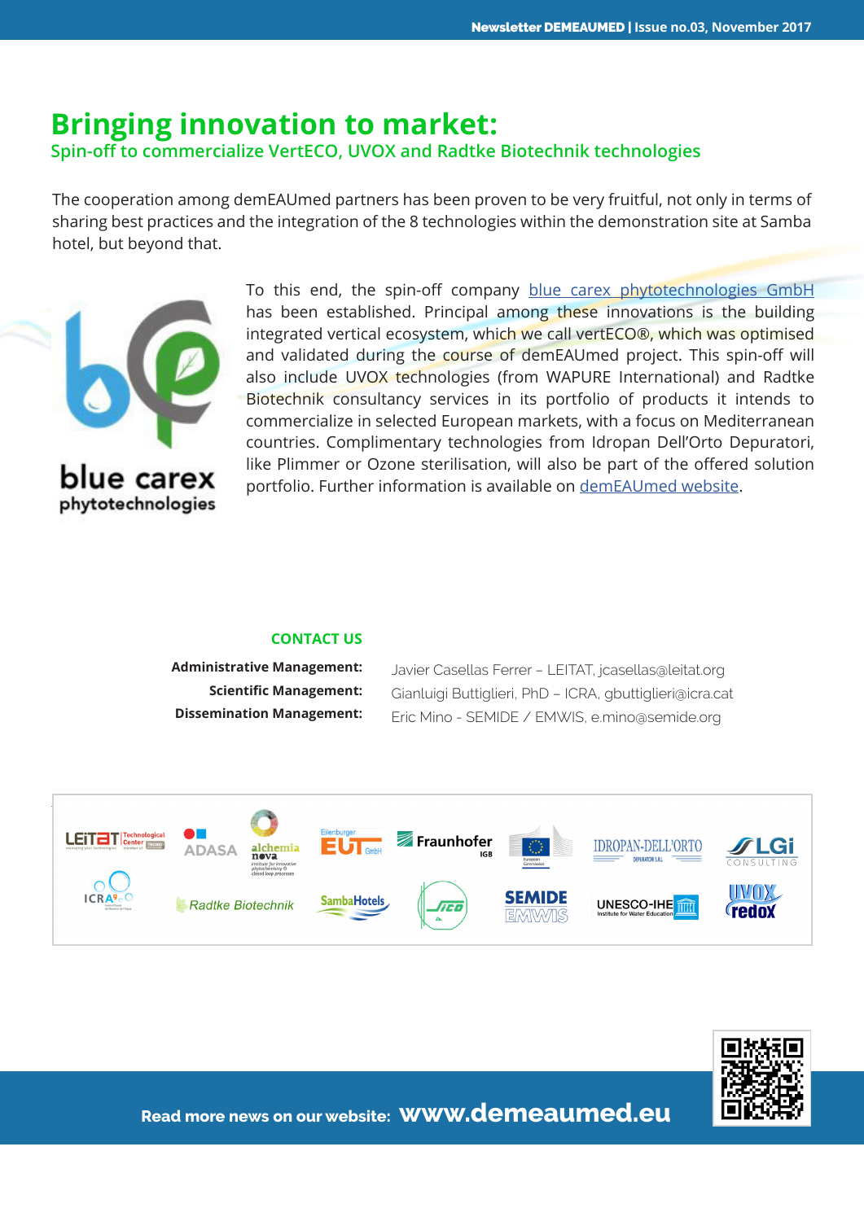# Bringing innovation to market:

## Spin-off to commercialize VertECO, UVOX and Radtke Biotechnik technologies

The cooperation among demEAUmed partners has been proven to be very fruitful, not only in terms of sharing best practices and the integration of the 8 technologies within the demonstration site at Samba hotel, but beyond that.

To this end, the spin-off company blue carex phytotechnologies GmbH has been established. Principal among these innovations is the building integrated vertical ecosystem, which we call vertECO®, which was optimised and validated during the course of demEAUmed project. This spin-off will also include UVOX technologies (from WAPURE International) and Radtke Biotechnik consultancy services in its portfolio of products it intends to commercialize in selected European markets, with a focus on Mediterranean countries. Complimentary technologies from Idropan Dell'Orto Depuratori, like Plimmer or Ozone sterilisation, will also be part of the offered solution portfolio. Further information is available on demEAUmed website.

### CONTACT US

**Administrative Management:** Javier Casellas Ferrer – LEITAT, jcasellas@leitat.org

**Scientific Management:** Gianluigi Buttiglieri, PhD – ICRA, gbuttiglieri@icra.cat

**Dissemination Management:** Eric Mino - SEMIDE / EMWIS, e.mino@semide.org

Read more news on our website: **www.demeaumed.eu**